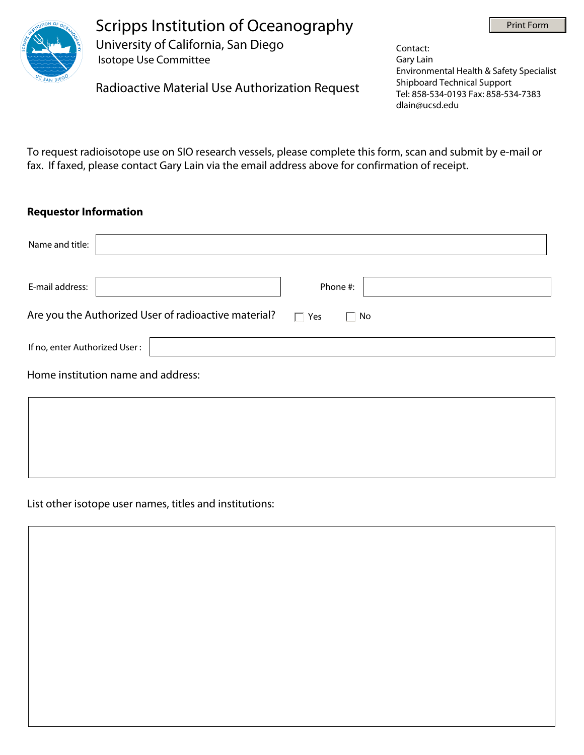# Scripps Institution of Oceanography

University of California, San Diego

Isotope Use Committee

## Radioactive Material Use Authorization Request

Contact:
Gary Lain
Environmental Health & Safety Specialist
Shipboard Technical Support
Tel: 858-534-0193 Fax: 858-534-7383
dlain@ucsd.edu

To request radioisotope use on SIO research vessels, please complete this form, scan and submit by e-mail or fax. If faxed, please contact Gary Lain via the email address above for confirmation of receipt.

**Requestor Information**

Name and title:

E-mail address: Phone #:

Are you the Authorized User of radioactive material? ☐ Yes ☐ No

If no, enter Authorized User :

Home institution name and address:

List other isotope user names, titles and institutions: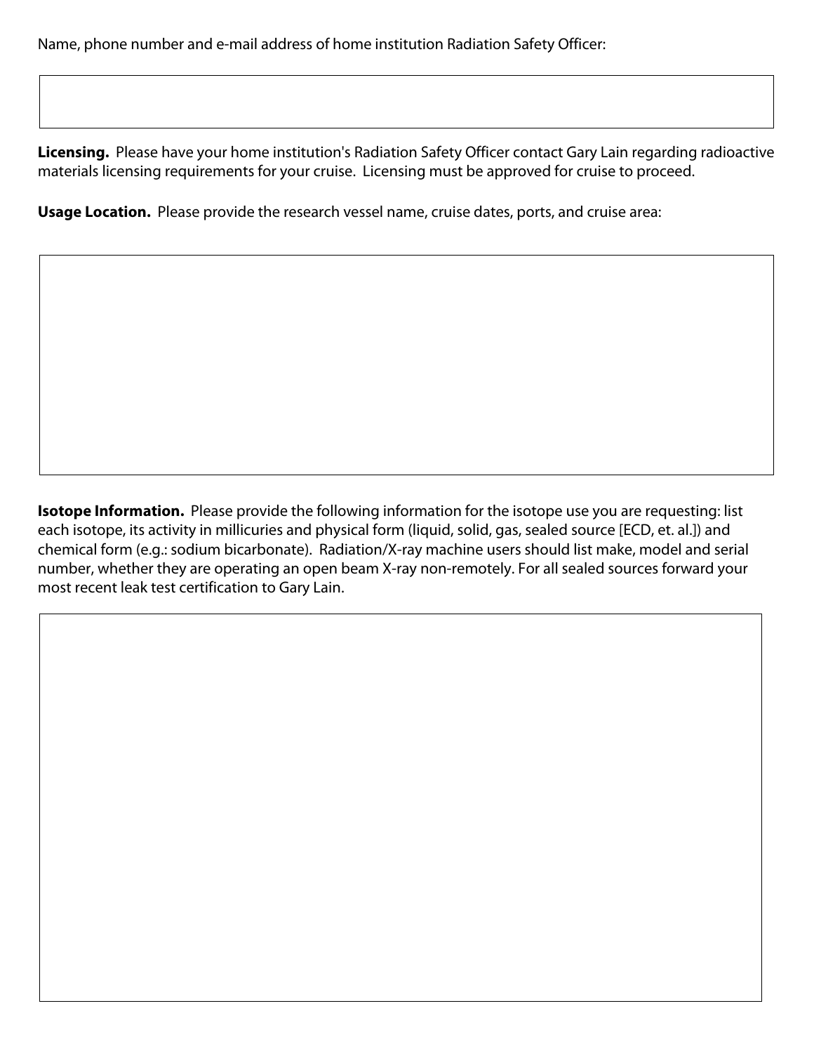Name, phone number and e-mail address of home institution Radiation Safety Officer:

**Licensing.** Please have your home institution's Radiation Safety Officer contact Gary Lain regarding radioactive materials licensing requirements for your cruise. Licensing must be approved for cruise to proceed.

**Usage Location.** Please provide the research vessel name, cruise dates, ports, and cruise area:

**Isotope Information.** Please provide the following information for the isotope use you are requesting: list each isotope, its activity in millicuries and physical form (liquid, solid, gas, sealed source [ECD, et. al.]) and chemical form (e.g.: sodium bicarbonate). Radiation/X-ray machine users should list make, model and serial number, whether they are operating an open beam X-ray non-remotely. For all sealed sources forward your most recent leak test certification to Gary Lain.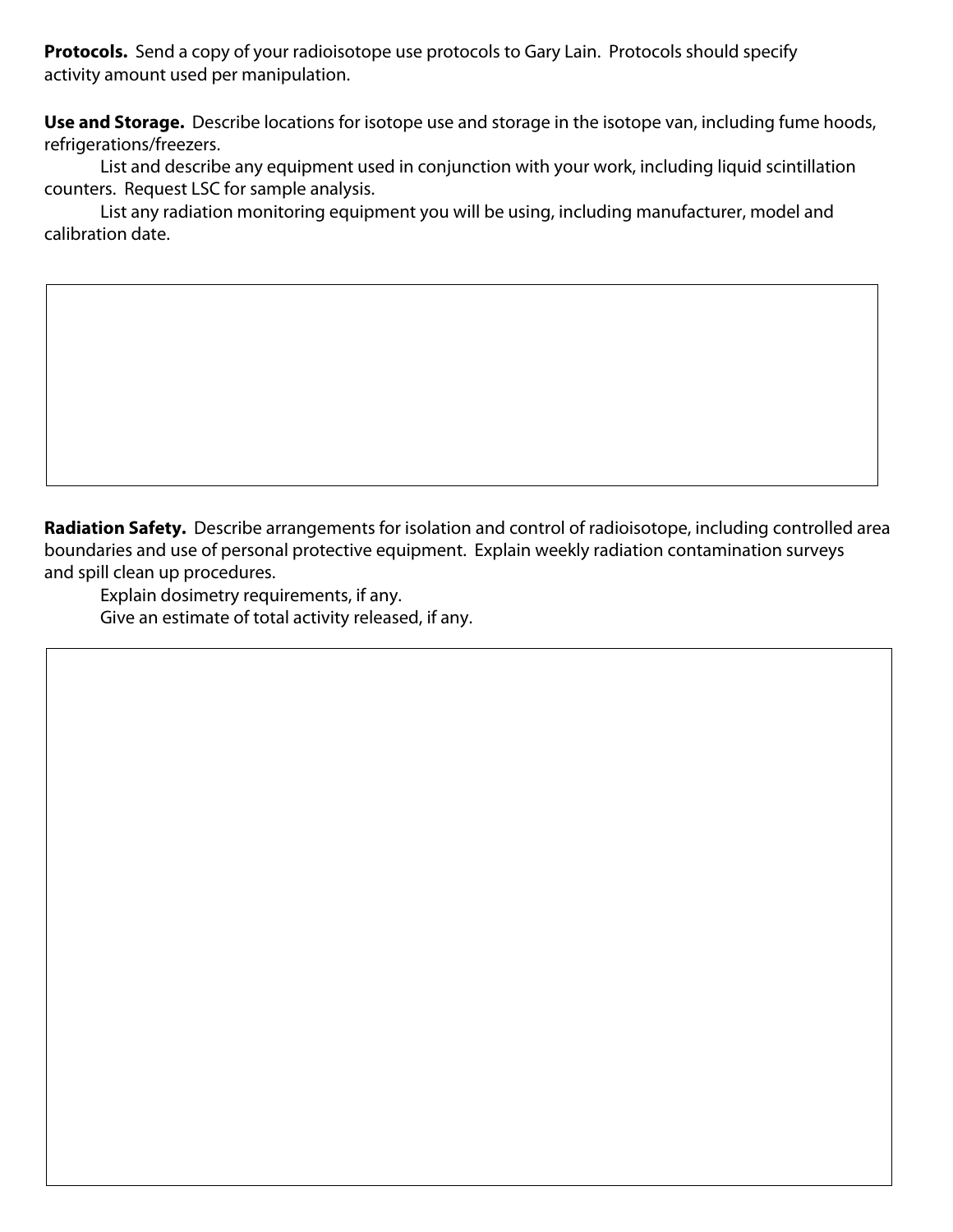**Protocols.** Send a copy of your radioisotope use protocols to Gary Lain. Protocols should specify activity amount used per manipulation.

**Use and Storage.** Describe locations for isotope use and storage in the isotope van, including fume hoods, refrigerations/freezers.

List and describe any equipment used in conjunction with your work, including liquid scintillation counters. Request LSC for sample analysis.

List any radiation monitoring equipment you will be using, including manufacturer, model and calibration date.

**Radiation Safety.** Describe arrangements for isolation and control of radioisotope, including controlled area boundaries and use of personal protective equipment. Explain weekly radiation contamination surveys and spill clean up procedures.

Explain dosimetry requirements, if any.

Give an estimate of total activity released, if any.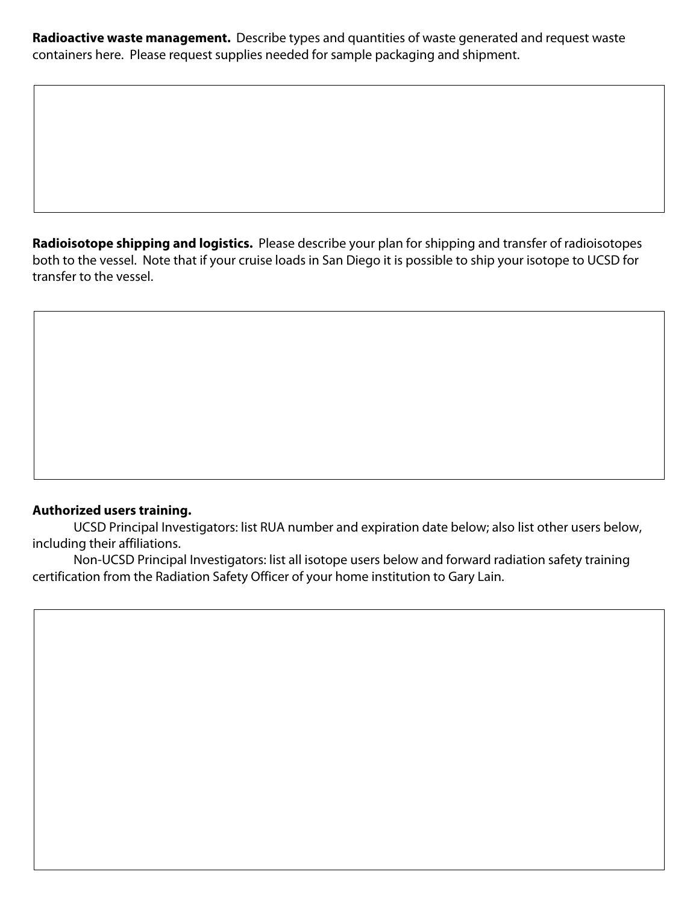**Radioactive waste management.** Describe types and quantities of waste generated and request waste containers here. Please request supplies needed for sample packaging and shipment.

**Radioisotope shipping and logistics.** Please describe your plan for shipping and transfer of radioisotopes both to the vessel. Note that if your cruise loads in San Diego it is possible to ship your isotope to UCSD for transfer to the vessel.

**Authorized users training.**

UCSD Principal Investigators: list RUA number and expiration date below; also list other users below, including their affiliations.

Non-UCSD Principal Investigators: list all isotope users below and forward radiation safety training certification from the Radiation Safety Officer of your home institution to Gary Lain.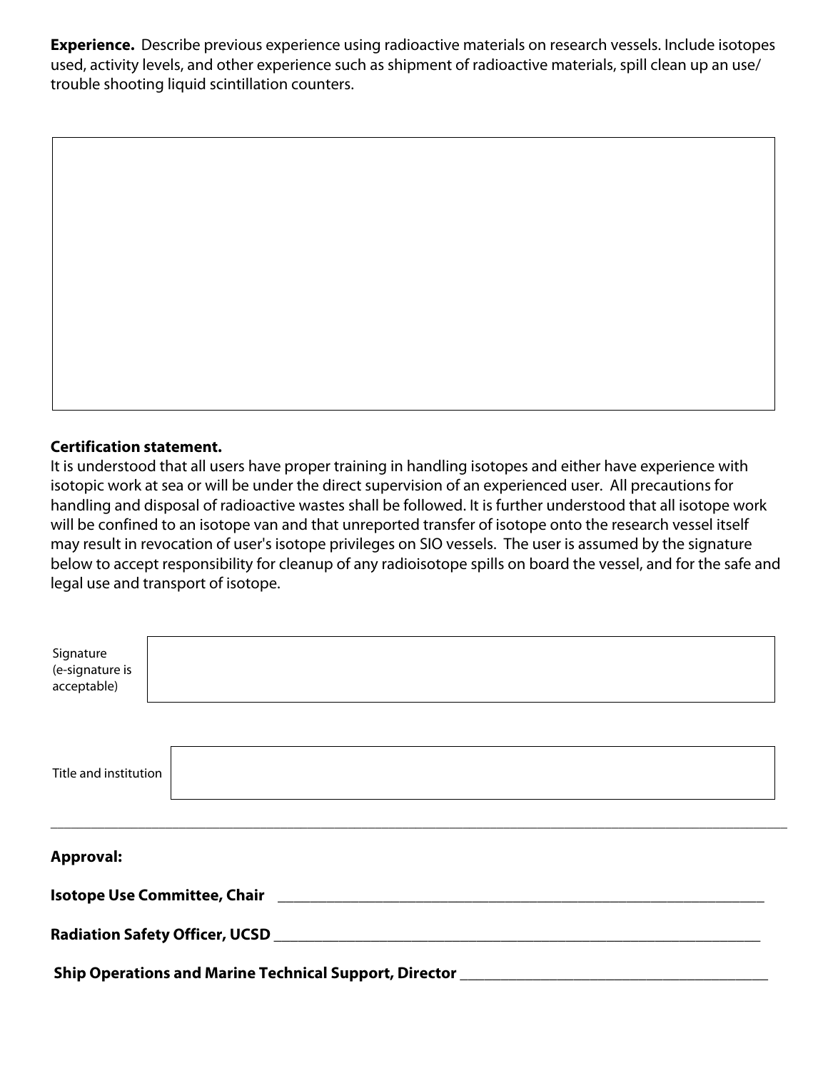**Experience.** Describe previous experience using radioactive materials on research vessels. Include isotopes used, activity levels, and other experience such as shipment of radioactive materials, spill clean up an use/ trouble shooting liquid scintillation counters.

**Certification statement.**

It is understood that all users have proper training in handling isotopes and either have experience with isotopic work at sea or will be under the direct supervision of an experienced user. All precautions for handling and disposal of radioactive wastes shall be followed. It is further understood that all isotope work will be confined to an isotope van and that unreported transfer of isotope onto the research vessel itself may result in revocation of user's isotope privileges on SIO vessels. The user is assumed by the signature below to accept responsibility for cleanup of any radioisotope spills on board the vessel, and for the safe and legal use and transport of isotope.

Signature (e-signature is acceptable)

Title and institution

---

**Approval:**

**Isotope Use Committee, Chair** ______________________________

**Radiation Safety Officer, UCSD** ______________________________

**Ship Operations and Marine Technical Support, Director** ______________________________